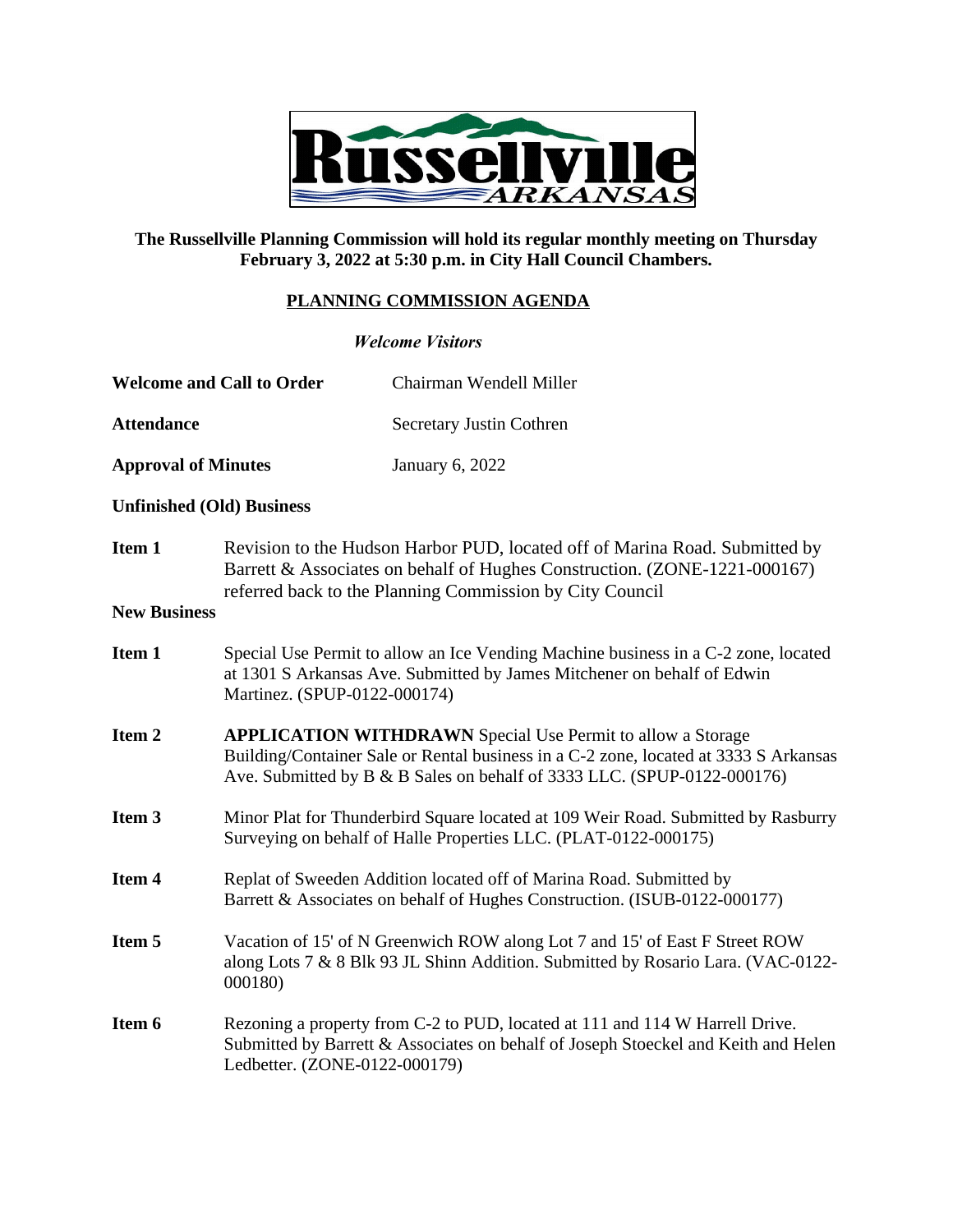**The Russellville Planning Commission will hold its regular monthly meeting on Thursday February 3, 2022 at 5:30 p.m. in City Hall Council Chambers.**

## PLANNING COMMISSION AGENDA

*Welcome Visitors*

**Welcome and Call to Order** — Chairman Wendell Miller

**Attendance** — Secretary Justin Cothren

**Approval of Minutes** — January 6, 2022

**Unfinished (Old) Business**

**Item 1** — Revision to the Hudson Harbor PUD, located off of Marina Road. Submitted by Barrett & Associates on behalf of Hughes Construction. (ZONE-1221-000167) referred back to the Planning Commission by City Council

**New Business**

**Item 1** — Special Use Permit to allow an Ice Vending Machine business in a C-2 zone, located at 1301 S Arkansas Ave. Submitted by James Mitchener on behalf of Edwin Martinez. (SPUP-0122-000174)

**Item 2** — **APPLICATION WITHDRAWN** Special Use Permit to allow a Storage Building/Container Sale or Rental business in a C-2 zone, located at 3333 S Arkansas Ave. Submitted by B & B Sales on behalf of 3333 LLC. (SPUP-0122-000176)

**Item 3** — Minor Plat for Thunderbird Square located at 109 Weir Road. Submitted by Rasburry Surveying on behalf of Halle Properties LLC. (PLAT-0122-000175)

**Item 4** — Replat of Sweeden Addition located off of Marina Road. Submitted by Barrett & Associates on behalf of Hughes Construction. (ISUB-0122-000177)

**Item 5** — Vacation of 15' of N Greenwich ROW along Lot 7 and 15' of East F Street ROW along Lots 7 & 8 Blk 93 JL Shinn Addition. Submitted by Rosario Lara. (VAC-0122-000180)

**Item 6** — Rezoning a property from C-2 to PUD, located at 111 and 114 W Harrell Drive. Submitted by Barrett & Associates on behalf of Joseph Stoeckel and Keith and Helen Ledbetter. (ZONE-0122-000179)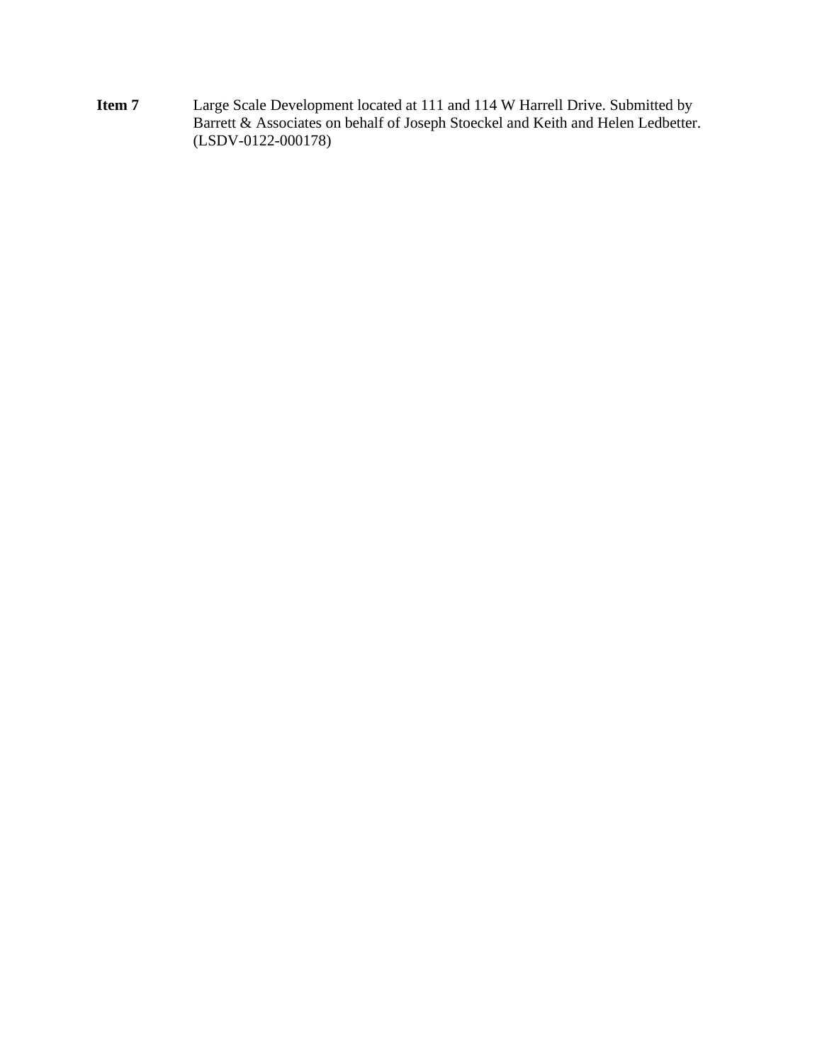**Item 7** Large Scale Development located at 111 and 114 W Harrell Drive. Submitted by Barrett & Associates on behalf of Joseph Stoeckel and Keith and Helen Ledbetter. (LSDV-0122-000178)